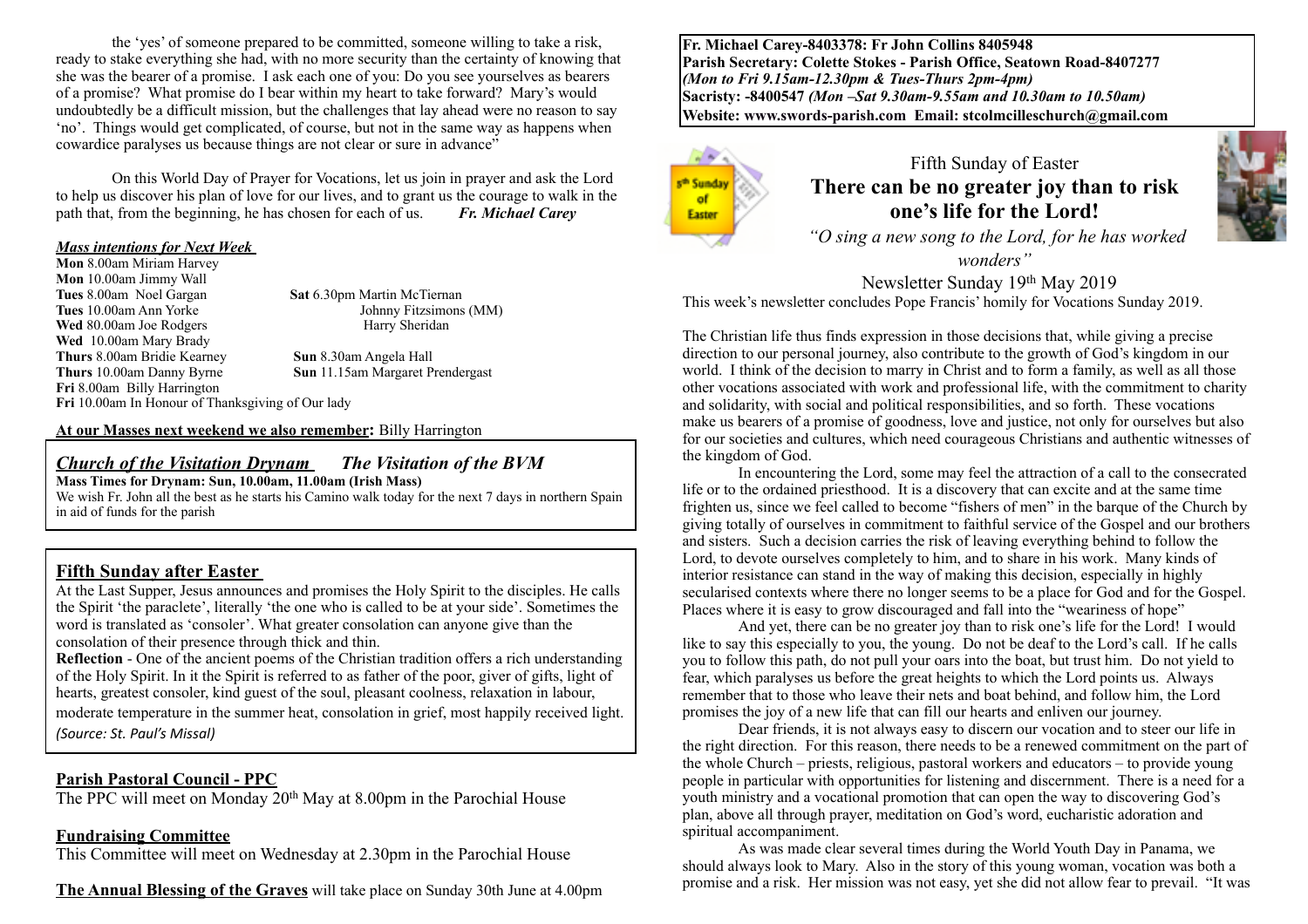the 'yes' of someone prepared to be committed, someone willing to take a risk, ready to stake everything she had, with no more security than the certainty of knowing that she was the bearer of a promise. I ask each one of you: Do you see yourselves as bearers of a promise? What promise do I bear within my heart to take forward? Mary's would undoubtedly be a difficult mission, but the challenges that lay ahead were no reason to say 'no'. Things would get complicated, of course, but not in the same way as happens when cowardice paralyses us because things are not clear or sure in advance"

On this World Day of Prayer for Vocations, let us join in prayer and ask the Lord to help us discover his plan of love for our lives, and to grant us the courage to walk in the path that, from the beginning, he has chosen for each of us. ***Fr. Michael Carey***

***Mass intentions for Next Week***

**Mon** 8.00am Miriam Harvey
**Mon** 10.00am Jimmy Wall
**Tues** 8.00am Noel Gargan
**Tues** 10.00am Ann Yorke
**Wed** 80.00am Joe Rodgers
**Wed** 10.00am Mary Brady
**Thurs** 8.00am Bridie Kearney
**Thurs** 10.00am Danny Byrne
**Fri** 8.00am Billy Harrington
**Fri** 10.00am In Honour of Thanksgiving of Our lady
**Sat** 6.30pm Martin McTiernan
Johnny Fitzsimons (MM)
Harry Sheridan
**Sun** 8.30am Angela Hall
**Sun** 11.15am Margaret Prendergast

**At our Masses next weekend we also remember:** Billy Harrington

## *Church of the Visitation Drynam* *The Visitation of the BVM*

**Mass Times for Drynam: Sun, 10.00am, 11.00am (Irish Mass)**

We wish Fr. John all the best as he starts his Camino walk today for the next 7 days in northern Spain in aid of funds for the parish

## Fifth Sunday after Easter

At the Last Supper, Jesus announces and promises the Holy Spirit to the disciples. He calls the Spirit 'the paraclete', literally 'the one who is called to be at your side'. Sometimes the word is translated as 'consoler'. What greater consolation can anyone give than the consolation of their presence through thick and thin.

**Reflection** - One of the ancient poems of the Christian tradition offers a rich understanding of the Holy Spirit. In it the Spirit is referred to as father of the poor, giver of gifts, light of hearts, greatest consoler, kind guest of the soul, pleasant coolness, relaxation in labour, moderate temperature in the summer heat, consolation in grief, most happily received light. *(Source: St. Paul's Missal)*

## Parish Pastoral Council - PPC

The PPC will meet on Monday 20th May at 8.00pm in the Parochial House

## Fundraising Committee

This Committee will meet on Wednesday at 2.30pm in the Parochial House

**The Annual Blessing of the Graves** will take place on Sunday 30th June at 4.00pm

**Fr. Michael Carey-8403378: Fr John Collins 8405948**
**Parish Secretary: Colette Stokes - Parish Office, Seatown Road-8407277**
***(Mon to Fri 9.15am-12.30pm & Tues-Thurs 2pm-4pm)***
**Sacristy: -8400547** ***(Mon –Sat 9.30am-9.55am and 10.30am to 10.50am)***
**Website: www.swords-parish.com Email: stcolmcilleschurch@gmail.com**

Fifth Sunday of Easter

# There can be no greater joy than to risk one's life for the Lord!

*"O sing a new song to the Lord, for he has worked wonders"*

Newsletter Sunday 19th May 2019

This week's newsletter concludes Pope Francis' homily for Vocations Sunday 2019.

The Christian life thus finds expression in those decisions that, while giving a precise direction to our personal journey, also contribute to the growth of God's kingdom in our world. I think of the decision to marry in Christ and to form a family, as well as all those other vocations associated with work and professional life, with the commitment to charity and solidarity, with social and political responsibilities, and so forth. These vocations make us bearers of a promise of goodness, love and justice, not only for ourselves but also for our societies and cultures, which need courageous Christians and authentic witnesses of the kingdom of God.

In encountering the Lord, some may feel the attraction of a call to the consecrated life or to the ordained priesthood. It is a discovery that can excite and at the same time frighten us, since we feel called to become "fishers of men" in the barque of the Church by giving totally of ourselves in commitment to faithful service of the Gospel and our brothers and sisters. Such a decision carries the risk of leaving everything behind to follow the Lord, to devote ourselves completely to him, and to share in his work. Many kinds of interior resistance can stand in the way of making this decision, especially in highly secularised contexts where there no longer seems to be a place for God and for the Gospel. Places where it is easy to grow discouraged and fall into the "weariness of hope"

And yet, there can be no greater joy than to risk one's life for the Lord! I would like to say this especially to you, the young. Do not be deaf to the Lord's call. If he calls you to follow this path, do not pull your oars into the boat, but trust him. Do not yield to fear, which paralyses us before the great heights to which the Lord points us. Always remember that to those who leave their nets and boat behind, and follow him, the Lord promises the joy of a new life that can fill our hearts and enliven our journey.

Dear friends, it is not always easy to discern our vocation and to steer our life in the right direction. For this reason, there needs to be a renewed commitment on the part of the whole Church – priests, religious, pastoral workers and educators – to provide young people in particular with opportunities for listening and discernment. There is a need for a youth ministry and a vocational promotion that can open the way to discovering God's plan, above all through prayer, meditation on God's word, eucharistic adoration and spiritual accompaniment.

As was made clear several times during the World Youth Day in Panama, we should always look to Mary. Also in the story of this young woman, vocation was both a promise and a risk. Her mission was not easy, yet she did not allow fear to prevail. "It was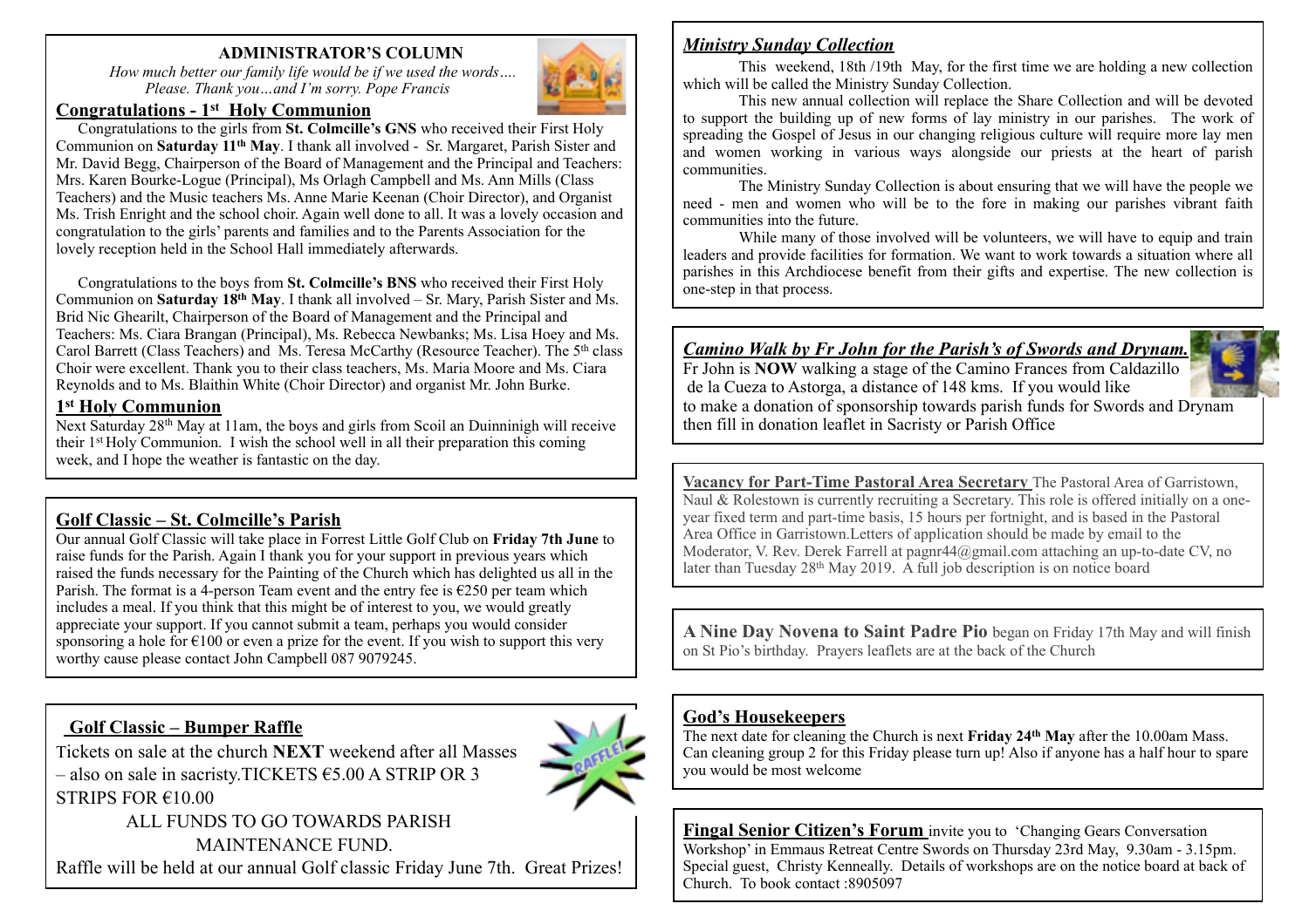## ADMINISTRATOR'S COLUMN

*How much better our family life would be if we used the words…. Please. Thank you…and I'm sorry. Pope Francis*

### Congratulations - 1st Holy Communion

Congratulations to the girls from **St. Colmcille's GNS** who received their First Holy Communion on **Saturday 11th May**. I thank all involved - Sr. Margaret, Parish Sister and Mr. David Begg, Chairperson of the Board of Management and the Principal and Teachers: Mrs. Karen Bourke-Logue (Principal), Ms Orlagh Campbell and Ms. Ann Mills (Class Teachers) and the Music teachers Ms. Anne Marie Keenan (Choir Director), and Organist Ms. Trish Enright and the school choir. Again well done to all. It was a lovely occasion and congratulation to the girls' parents and families and to the Parents Association for the lovely reception held in the School Hall immediately afterwards.

Congratulations to the boys from **St. Colmcille's BNS** who received their First Holy Communion on **Saturday 18th May**. I thank all involved – Sr. Mary, Parish Sister and Ms. Brid Nic Ghearilt, Chairperson of the Board of Management and the Principal and Teachers: Ms. Ciara Brangan (Principal), Ms. Rebecca Newbanks; Ms. Lisa Hoey and Ms. Carol Barrett (Class Teachers) and Ms. Teresa McCarthy (Resource Teacher). The 5th class Choir were excellent. Thank you to their class teachers, Ms. Maria Moore and Ms. Ciara Reynolds and to Ms. Blaithin White (Choir Director) and organist Mr. John Burke.

### 1st Holy Communion

Next Saturday 28th May at 11am, the boys and girls from Scoil an Duinninigh will receive their 1st Holy Communion. I wish the school well in all their preparation this coming week, and I hope the weather is fantastic on the day.

## Golf Classic – St. Colmcille's Parish

Our annual Golf Classic will take place in Forrest Little Golf Club on **Friday 7th June** to raise funds for the Parish. Again I thank you for your support in previous years which raised the funds necessary for the Painting of the Church which has delighted us all in the Parish. The format is a 4-person Team event and the entry fee is €250 per team which includes a meal. If you think that this might be of interest to you, we would greatly appreciate your support. If you cannot submit a team, perhaps you would consider sponsoring a hole for €100 or even a prize for the event. If you wish to support this very worthy cause please contact John Campbell 087 9079245.

## Golf Classic – Bumper Raffle

Tickets on sale at the church **NEXT** weekend after all Masses – also on sale in sacristy.TICKETS €5.00 A STRIP OR 3 STRIPS FOR €10.00

ALL FUNDS TO GO TOWARDS PARISH MAINTENANCE FUND.

Raffle will be held at our annual Golf classic Friday June 7th. Great Prizes!

## *Ministry Sunday Collection*

This weekend, 18th /19th May, for the first time we are holding a new collection which will be called the Ministry Sunday Collection.

This new annual collection will replace the Share Collection and will be devoted to support the building up of new forms of lay ministry in our parishes. The work of spreading the Gospel of Jesus in our changing religious culture will require more lay men and women working in various ways alongside our priests at the heart of parish communities.

The Ministry Sunday Collection is about ensuring that we will have the people we need - men and women who will be to the fore in making our parishes vibrant faith communities into the future.

While many of those involved will be volunteers, we will have to equip and train leaders and provide facilities for formation. We want to work towards a situation where all parishes in this Archdiocese benefit from their gifts and expertise. The new collection is one-step in that process.

## *Camino Walk by Fr John for the Parish's of Swords and Drynam.*

Fr John is **NOW** walking a stage of the Camino Frances from Caldazillo de la Cueza to Astorga, a distance of 148 kms. If you would like to make a donation of sponsorship towards parish funds for Swords and Drynam then fill in donation leaflet in Sacristy or Parish Office

**Vacancy for Part-Time Pastoral Area Secretary** The Pastoral Area of Garristown, Naul & Rolestown is currently recruiting a Secretary. This role is offered initially on a one-year fixed term and part-time basis, 15 hours per fortnight, and is based in the Pastoral Area Office in Garristown.Letters of application should be made by email to the Moderator, V. Rev. Derek Farrell at pagnr44@gmail.com attaching an up-to-date CV, no later than Tuesday 28th May 2019. A full job description is on notice board

**A Nine Day Novena to Saint Padre Pio** began on Friday 17th May and will finish on St Pio's birthday. Prayers leaflets are at the back of the Church

## God's Housekeepers

The next date for cleaning the Church is next **Friday 24th May** after the 10.00am Mass. Can cleaning group 2 for this Friday please turn up! Also if anyone has a half hour to spare you would be most welcome

**Fingal Senior Citizen's Forum** invite you to 'Changing Gears Conversation Workshop' in Emmaus Retreat Centre Swords on Thursday 23rd May, 9.30am - 3.15pm. Special guest, Christy Kenneally. Details of workshops are on the notice board at back of Church. To book contact :8905097